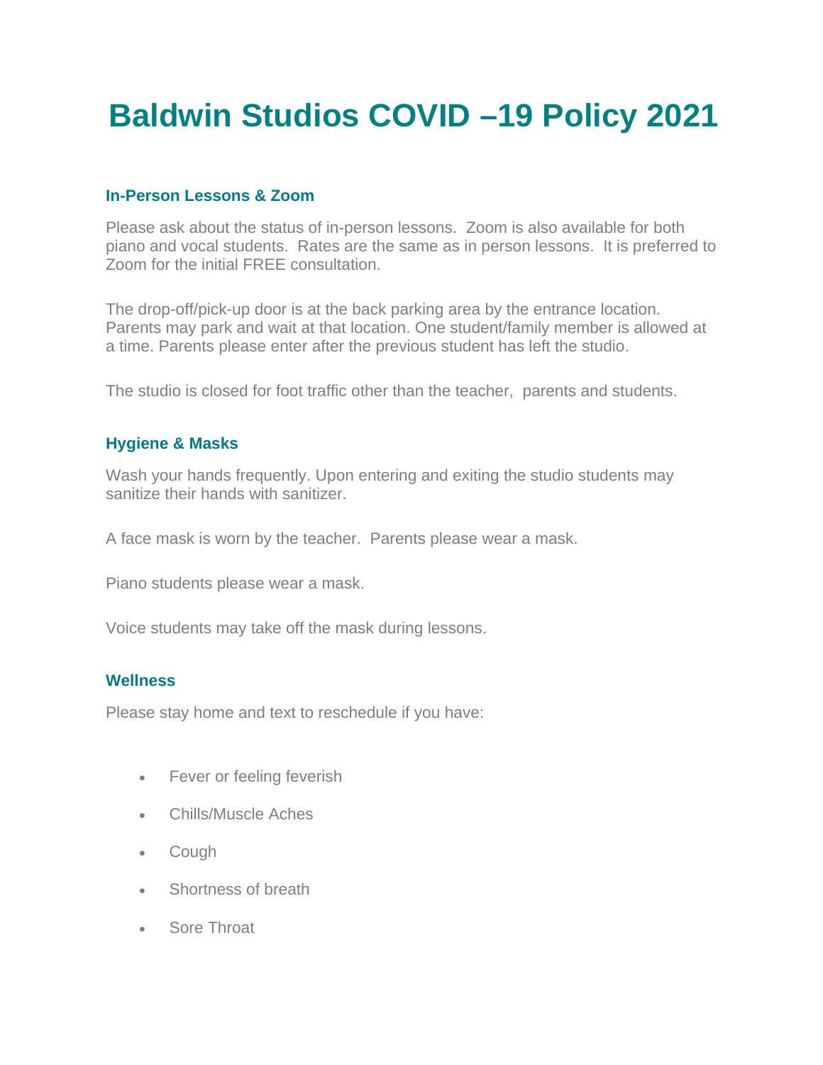# Baldwin Studios COVID –19 Policy 2021

### In-Person Lessons & Zoom

Please ask about the status of in-person lessons. Zoom is also available for both piano and vocal students. Rates are the same as in person lessons. It is preferred to Zoom for the initial FREE consultation.

The drop-off/pick-up door is at the back parking area by the entrance location. Parents may park and wait at that location. One student/family member is allowed at a time. Parents please enter after the previous student has left the studio.

The studio is closed for foot traffic other than the teacher, parents and students.

### Hygiene & Masks

Wash your hands frequently. Upon entering and exiting the studio students may sanitize their hands with sanitizer.

A face mask is worn by the teacher. Parents please wear a mask.

Piano students please wear a mask.

Voice students may take off the mask during lessons.

### Wellness

Please stay home and text to reschedule if you have:

- Fever or feeling feverish
- Chills/Muscle Aches
- Cough
- Shortness of breath
- Sore Throat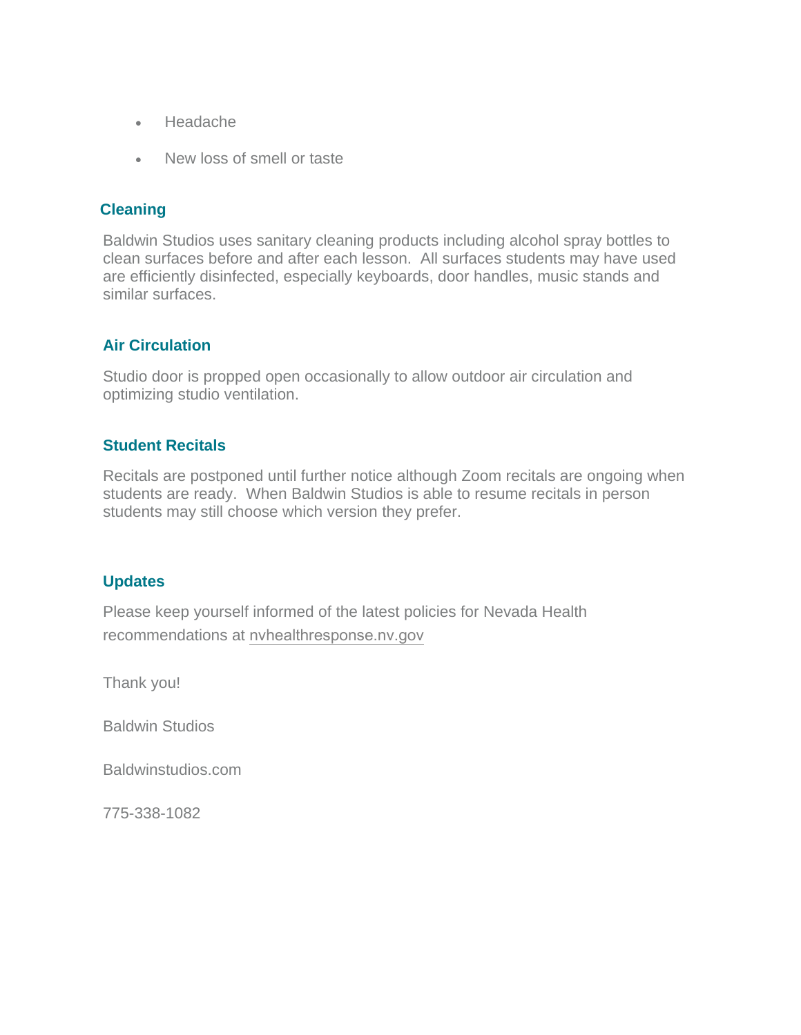- Headache
- New loss of smell or taste

### Cleaning

Baldwin Studios uses sanitary cleaning products including alcohol spray bottles to clean surfaces before and after each lesson.  All surfaces students may have used are efficiently disinfected, especially keyboards, door handles, music stands and similar surfaces.

### Air Circulation

Studio door is propped open occasionally to allow outdoor air circulation and optimizing studio ventilation.

### Student Recitals

Recitals are postponed until further notice although Zoom recitals are ongoing when students are ready.  When Baldwin Studios is able to resume recitals in person students may still choose which version they prefer.

### Updates

Please keep yourself informed of the latest policies for Nevada Health recommendations at nvhealthresponse.nv.gov

Thank you!

Baldwin Studios

Baldwinstudios.com

775-338-1082